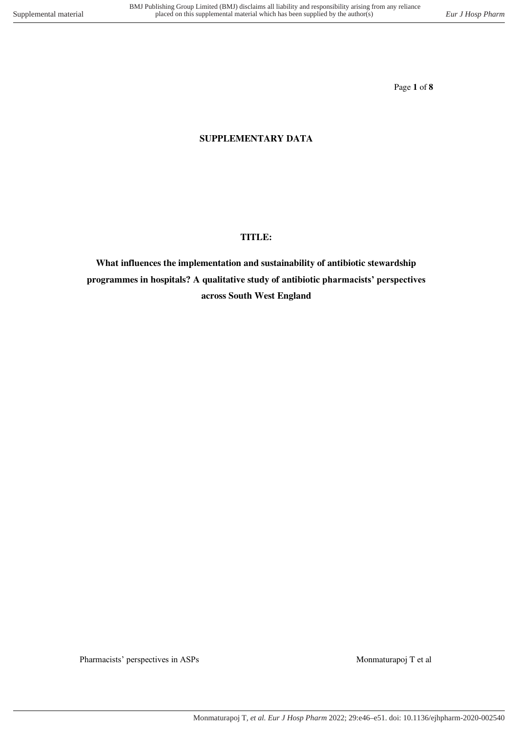**SUPPLEMENTARY DATA**

**TITLE:**

**What influences the implementation and sustainability of antibiotic stewardship programmes in hospitals? A qualitative study of antibiotic pharmacists' perspectives across South West England**

Pharmacists' perspectives in ASPs

Monmaturapoj T et al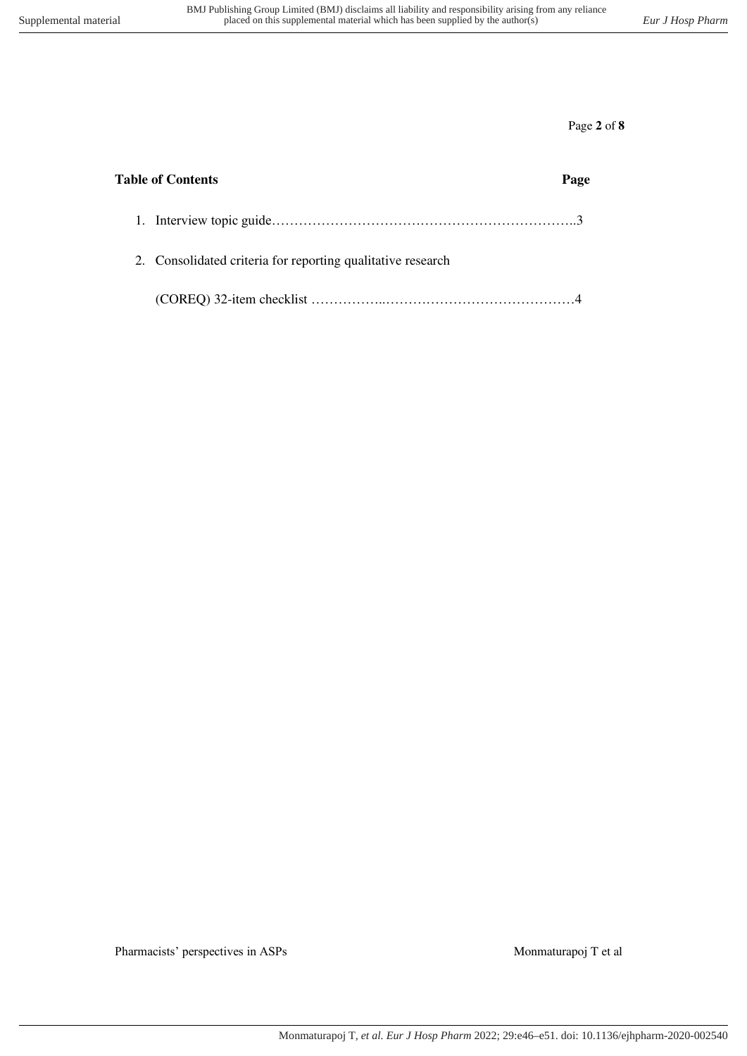**Table of Contents** **Page**

1. Interview topic guide…………………………………………………………..3
2. Consolidated criteria for reporting qualitative research

   (COREQ) 32-item checklist ……………..……………………………………4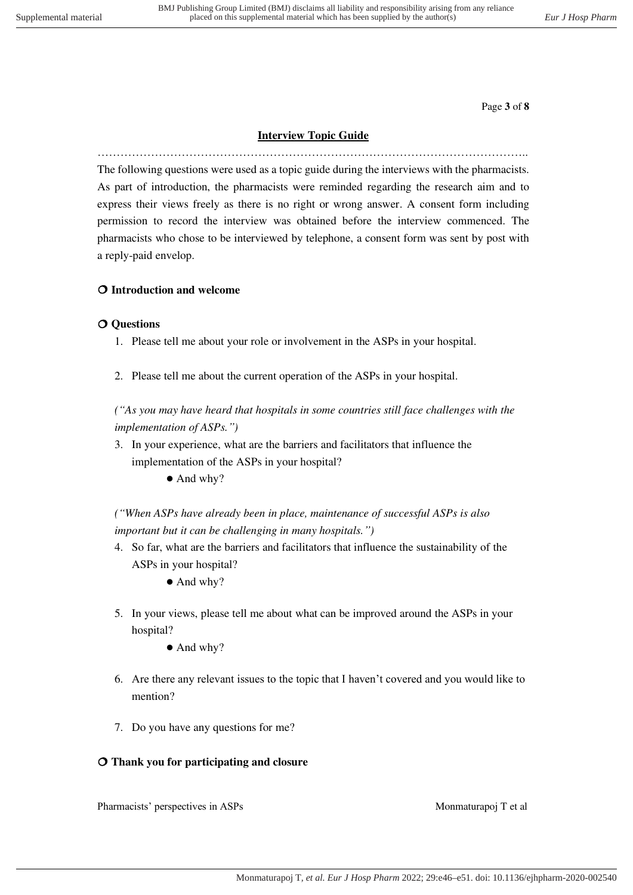## Interview Topic Guide

……………………………………………………………………………………………………..

The following questions were used as a topic guide during the interviews with the pharmacists. As part of introduction, the pharmacists were reminded regarding the research aim and to express their views freely as there is no right or wrong answer. A consent form including permission to record the interview was obtained before the interview commenced. The pharmacists who chose to be interviewed by telephone, a consent form was sent by post with a reply-paid envelop.

### ❍ Introduction and welcome

### ❍ Questions

1. Please tell me about your role or involvement in the ASPs in your hospital.

2. Please tell me about the current operation of the ASPs in your hospital.

*("As you may have heard that hospitals in some countries still face challenges with the implementation of ASPs.")*

3. In your experience, what are the barriers and facilitators that influence the implementation of the ASPs in your hospital?
   - And why?

*("When ASPs have already been in place, maintenance of successful ASPs is also important but it can be challenging in many hospitals.")*

4. So far, what are the barriers and facilitators that influence the sustainability of the ASPs in your hospital?
   - And why?

5. In your views, please tell me about what can be improved around the ASPs in your hospital?
   - And why?

6. Are there any relevant issues to the topic that I haven't covered and you would like to mention?

7. Do you have any questions for me?

### ❍ Thank you for participating and closure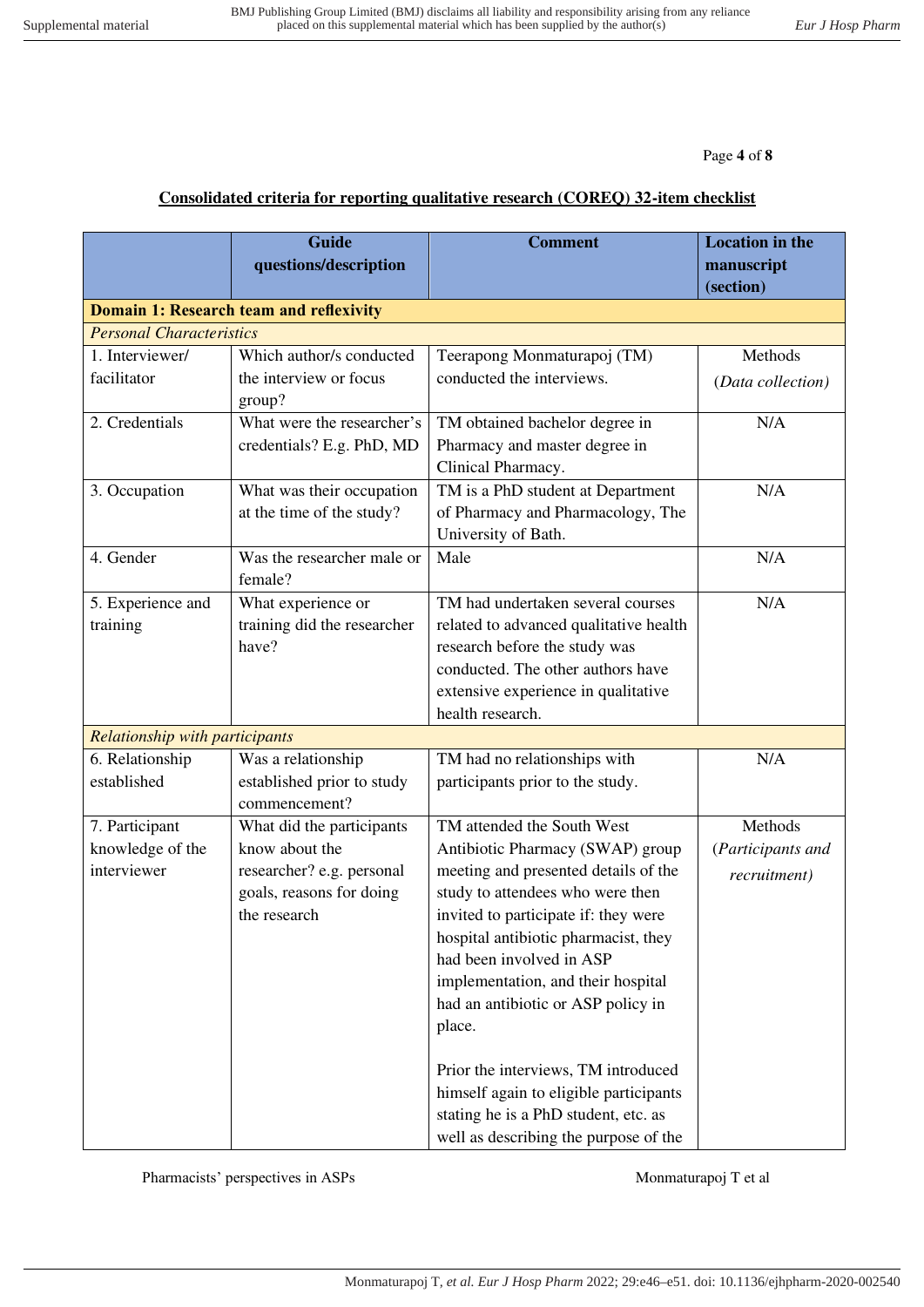**Consolidated criteria for reporting qualitative research (COREQ) 32-item checklist**

| | Guide questions/description | Comment | Location in the manuscript (section) |
|---|---|---|---|
| **Domain 1: Research team and reflexivity** | | | |
| *Personal Characteristics* | | | |
| 1. Interviewer/ facilitator | Which author/s conducted the interview or focus group? | Teerapong Monmaturapoj (TM) conducted the interviews. | Methods (*Data collection*) |
| 2. Credentials | What were the researcher's credentials? E.g. PhD, MD | TM obtained bachelor degree in Pharmacy and master degree in Clinical Pharmacy. | N/A |
| 3. Occupation | What was their occupation at the time of the study? | TM is a PhD student at Department of Pharmacy and Pharmacology, The University of Bath. | N/A |
| 4. Gender | Was the researcher male or female? | Male | N/A |
| 5. Experience and training | What experience or training did the researcher have? | TM had undertaken several courses related to advanced qualitative health research before the study was conducted. The other authors have extensive experience in qualitative health research. | N/A |
| *Relationship with participants* | | | |
| 6. Relationship established | Was a relationship established prior to study commencement? | TM had no relationships with participants prior to the study. | N/A |
| 7. Participant knowledge of the interviewer | What did the participants know about the researcher? e.g. personal goals, reasons for doing the research | TM attended the South West Antibiotic Pharmacy (SWAP) group meeting and presented details of the study to attendees who were then invited to participate if: they were hospital antibiotic pharmacist, they had been involved in ASP implementation, and their hospital had an antibiotic or ASP policy in place.<br><br>Prior the interviews, TM introduced himself again to eligible participants stating he is a PhD student, etc. as well as describing the purpose of the | Methods (*Participants and recruitment*) |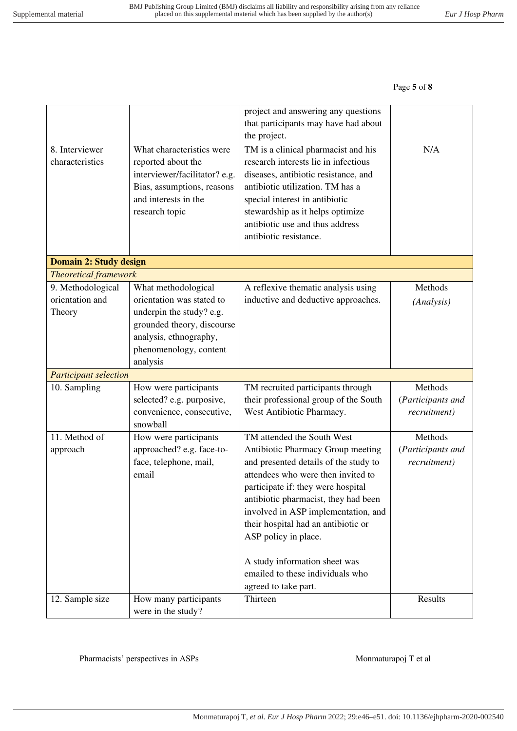| | | project and answering any questions that participants may have had about the project. | |
|---|---|---|---|
| 8. Interviewer characteristics | What characteristics were reported about the interviewer/facilitator? e.g. Bias, assumptions, reasons and interests in the research topic | TM is a clinical pharmacist and his research interests lie in infectious diseases, antibiotic resistance, and antibiotic utilization. TM has a special interest in antibiotic stewardship as it helps optimize antibiotic use and thus address antibiotic resistance. | N/A |
| **Domain 2: Study design** | | | |
| *Theoretical framework* | | | |
| 9. Methodological orientation and Theory | What methodological orientation was stated to underpin the study? e.g. grounded theory, discourse analysis, ethnography, phenomenology, content analysis | A reflexive thematic analysis using inductive and deductive approaches. | Methods *(Analysis)* |
| *Participant selection* | | | |
| 10. Sampling | How were participants selected? e.g. purposive, convenience, consecutive, snowball | TM recruited participants through their professional group of the South West Antibiotic Pharmacy. | Methods (*Participants and recruitment)* |
| 11. Method of approach | How were participants approached? e.g. face-to-face, telephone, mail, email | TM attended the South West Antibiotic Pharmacy Group meeting and presented details of the study to attendees who were then invited to participate if: they were hospital antibiotic pharmacist, they had been involved in ASP implementation, and their hospital had an antibiotic or ASP policy in place.<br><br>A study information sheet was emailed to these individuals who agreed to take part. | Methods (*Participants and recruitment)* |
| 12. Sample size | How many participants were in the study? | Thirteen | Results |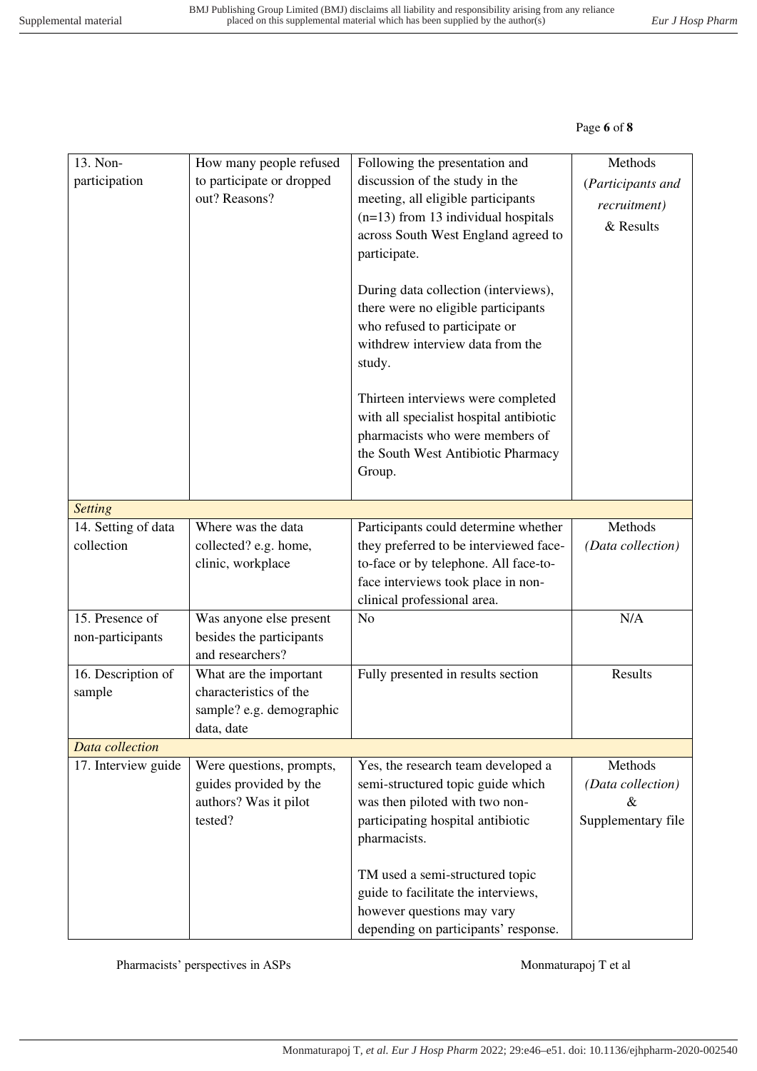| 13. Non-participation | How many people refused to participate or dropped out? Reasons? | Following the presentation and discussion of the study in the meeting, all eligible participants (n=13) from 13 individual hospitals across South West England agreed to participate.<br><br>During data collection (interviews), there were no eligible participants who refused to participate or withdrew interview data from the study.<br><br>Thirteen interviews were completed with all specialist hospital antibiotic pharmacists who were members of the South West Antibiotic Pharmacy Group. | Methods (*Participants and recruitment)* & Results |
|---|---|---|---|
| *Setting* | | | |
| 14. Setting of data collection | Where was the data collected? e.g. home, clinic, workplace | Participants could determine whether they preferred to be interviewed face-to-face or by telephone. All face-to-face interviews took place in non-clinical professional area. | Methods *(Data collection)* |
| 15. Presence of non-participants | Was anyone else present besides the participants and researchers? | No | N/A |
| 16. Description of sample | What are the important characteristics of the sample? e.g. demographic data, date | Fully presented in results section | Results |
| *Data collection* | | | |
| 17. Interview guide | Were questions, prompts, guides provided by the authors? Was it pilot tested? | Yes, the research team developed a semi-structured topic guide which was then piloted with two non-participating hospital antibiotic pharmacists.<br><br>TM used a semi-structured topic guide to facilitate the interviews, however questions may vary depending on participants' response. | Methods *(Data collection)* & Supplementary file |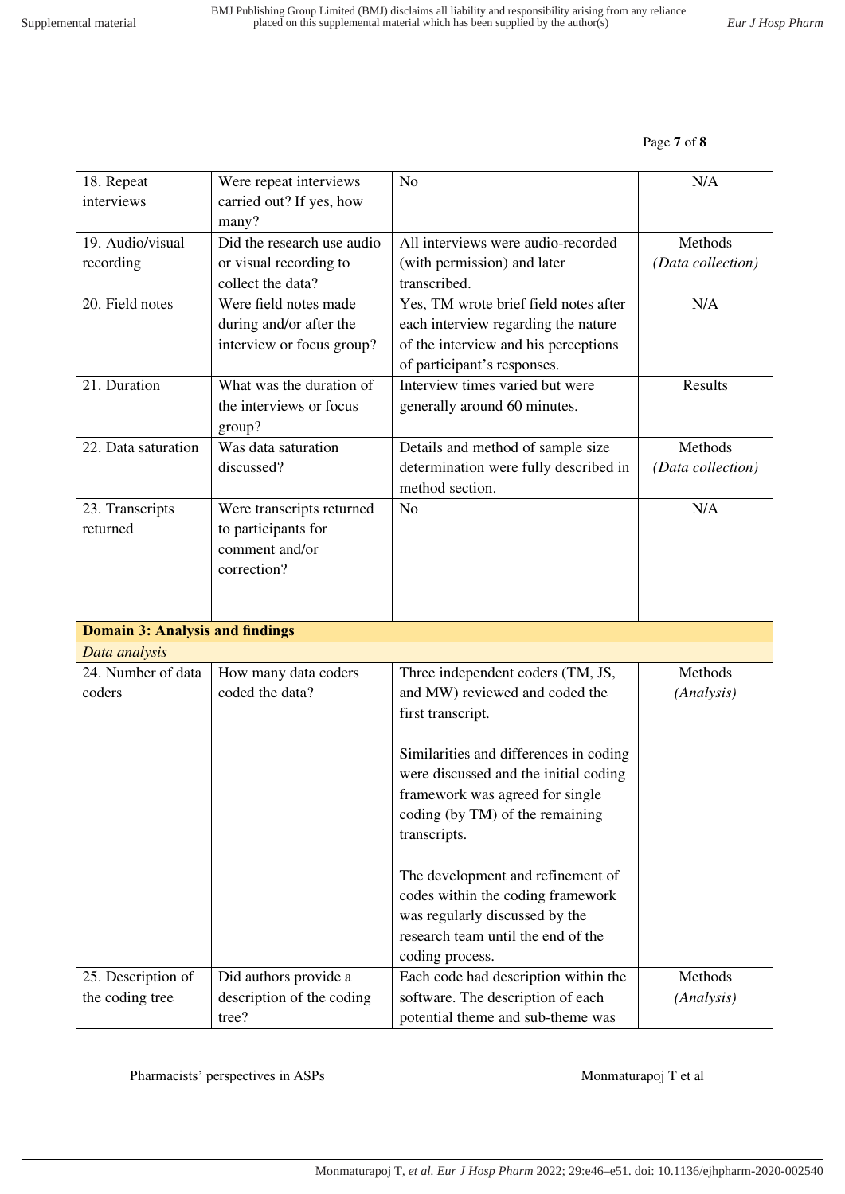| | | | |
|---|---|---|---|
| 18. Repeat interviews | Were repeat interviews carried out? If yes, how many? | No | N/A |
| 19. Audio/visual recording | Did the research use audio or visual recording to collect the data? | All interviews were audio-recorded (with permission) and later transcribed. | Methods *(Data collection)* |
| 20. Field notes | Were field notes made during and/or after the interview or focus group? | Yes, TM wrote brief field notes after each interview regarding the nature of the interview and his perceptions of participant's responses. | N/A |
| 21. Duration | What was the duration of the interviews or focus group? | Interview times varied but were generally around 60 minutes. | Results |
| 22. Data saturation | Was data saturation discussed? | Details and method of sample size determination were fully described in method section. | Methods *(Data collection)* |
| 23. Transcripts returned | Were transcripts returned to participants for comment and/or correction? | No | N/A |
| **Domain 3: Analysis and findings** | | | |
| *Data analysis* | | | |
| 24. Number of data coders | How many data coders coded the data? | Three independent coders (TM, JS, and MW) reviewed and coded the first transcript.<br><br>Similarities and differences in coding were discussed and the initial coding framework was agreed for single coding (by TM) of the remaining transcripts.<br><br>The development and refinement of codes within the coding framework was regularly discussed by the research team until the end of the coding process. | Methods *(Analysis)* |
| 25. Description of the coding tree | Did authors provide a description of the coding tree? | Each code had description within the software. The description of each potential theme and sub-theme was | Methods *(Analysis)* |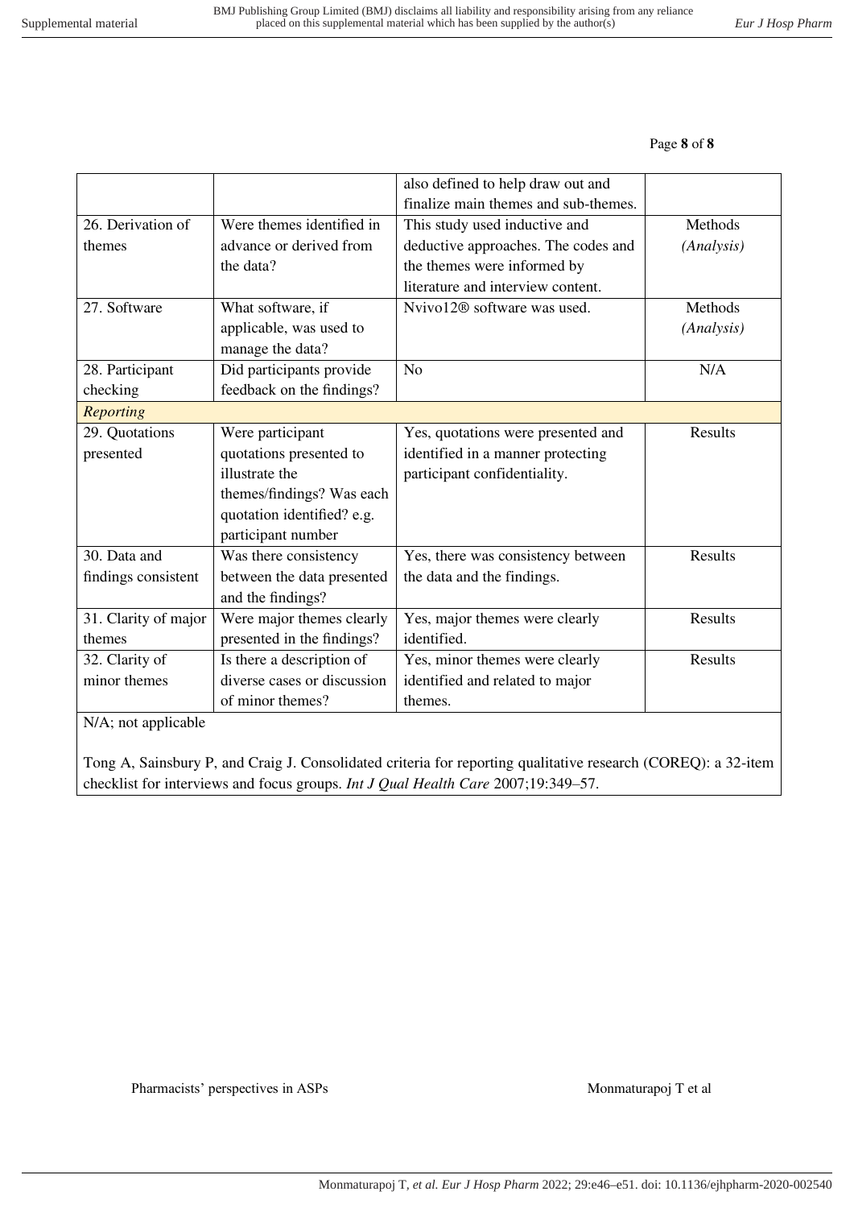| | | | |
|---|---|---|---|
| | | also defined to help draw out and finalize main themes and sub-themes. | |
| 26. Derivation of themes | Were themes identified in advance or derived from the data? | This study used inductive and deductive approaches. The codes and the themes were informed by literature and interview content. | Methods *(Analysis)* |
| 27. Software | What software, if applicable, was used to manage the data? | Nvivo12® software was used. | Methods *(Analysis)* |
| 28. Participant checking | Did participants provide feedback on the findings? | No | N/A |
| *Reporting* | | | |
| 29. Quotations presented | Were participant quotations presented to illustrate the themes/findings? Was each quotation identified? e.g. participant number | Yes, quotations were presented and identified in a manner protecting participant confidentiality. | Results |
| 30. Data and findings consistent | Was there consistency between the data presented and the findings? | Yes, there was consistency between the data and the findings. | Results |
| 31. Clarity of major themes | Were major themes clearly presented in the findings? | Yes, major themes were clearly identified. | Results |
| 32. Clarity of minor themes | Is there a description of diverse cases or discussion of minor themes? | Yes, minor themes were clearly identified and related to major themes. | Results |

N/A; not applicable

Tong A, Sainsbury P, and Craig J. Consolidated criteria for reporting qualitative research (COREQ): a 32-item checklist for interviews and focus groups. *Int J Qual Health Care* 2007;19:349–57.